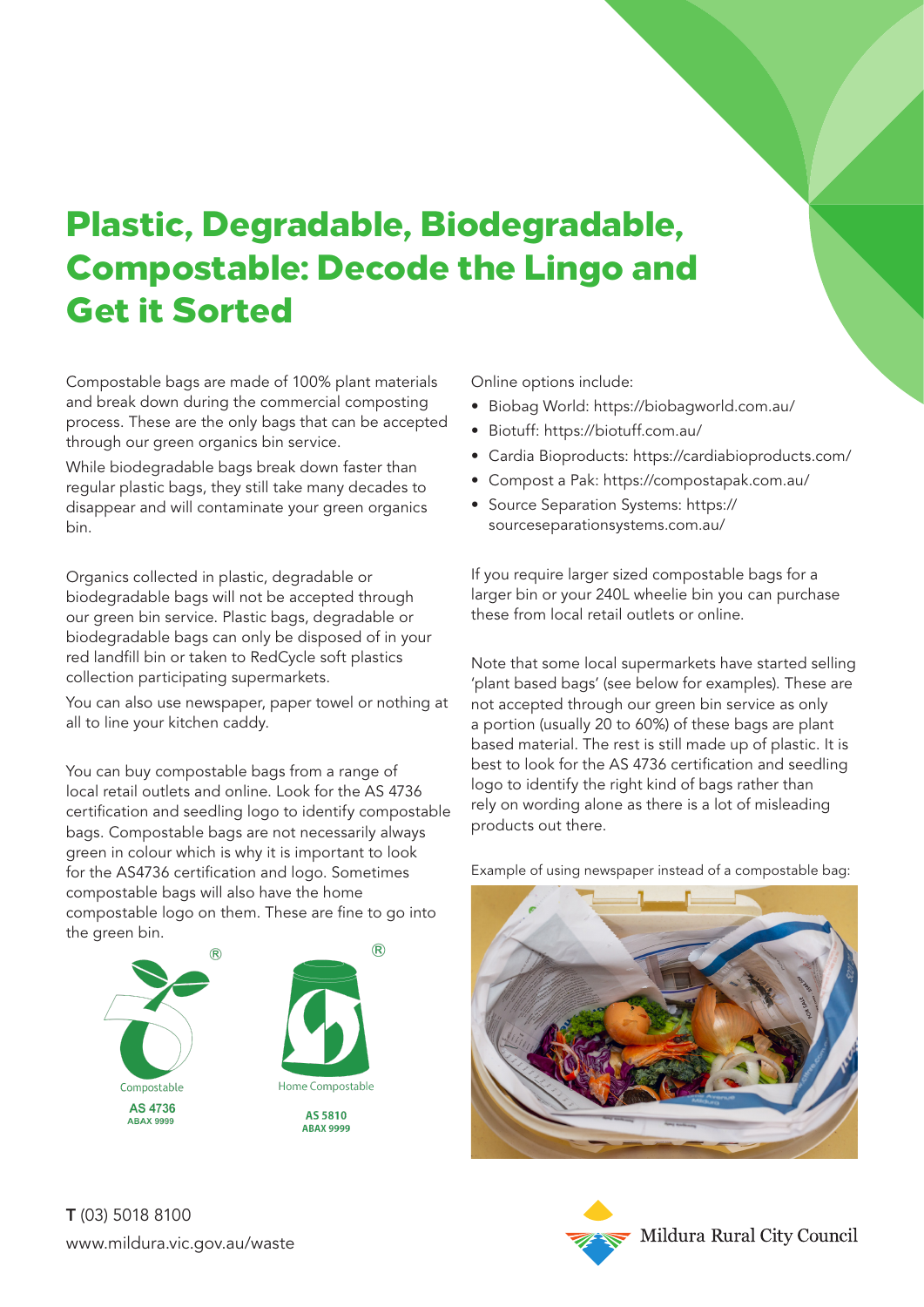# Plastic, Degradable, Biodegradable, Compostable: Decode the Lingo and Get it Sorted

Compostable bags are made of 100% plant materials and break down during the commercial composting process. These are the only bags that can be accepted through our green organics bin service.

While biodegradable bags break down faster than regular plastic bags, they still take many decades to disappear and will contaminate your green organics bin.

Organics collected in plastic, degradable or biodegradable bags will not be accepted through our green bin service. Plastic bags, degradable or biodegradable bags can only be disposed of in your red landfill bin or taken to RedCycle soft plastics collection participating supermarkets.

You can also use newspaper, paper towel or nothing at all to line your kitchen caddy.

You can buy compostable bags from a range of local retail outlets and online. Look for the AS 4736 certification and seedling logo to identify compostable bags. Compostable bags are not necessarily always green in colour which is why it is important to look for the AS4736 certification and logo. Sometimes compostable bags will also have the home compostable logo on them. These are fine to go into the green bin.

Compostable
AS 4736
ABAX 9999

Home Compostable
AS 5810
ABAX 9999

Online options include:

- Biobag World: https://biobagworld.com.au/
- Biotuff: https://biotuff.com.au/
- Cardia Bioproducts: https://cardiabioproducts.com/
- Compost a Pak: https://compostapak.com.au/
- Source Separation Systems: https://sourceseparationsystems.com.au/

If you require larger sized compostable bags for a larger bin or your 240L wheelie bin you can purchase these from local retail outlets or online.

Note that some local supermarkets have started selling 'plant based bags' (see below for examples). These are not accepted through our green bin service as only a portion (usually 20 to 60%) of these bags are plant based material. The rest is still made up of plastic. It is best to look for the AS 4736 certification and seedling logo to identify the right kind of bags rather than rely on wording alone as there is a lot of misleading products out there.

Example of using newspaper instead of a compostable bag:

**T** (03) 5018 8100
www.mildura.vic.gov.au/waste

Mildura Rural City Council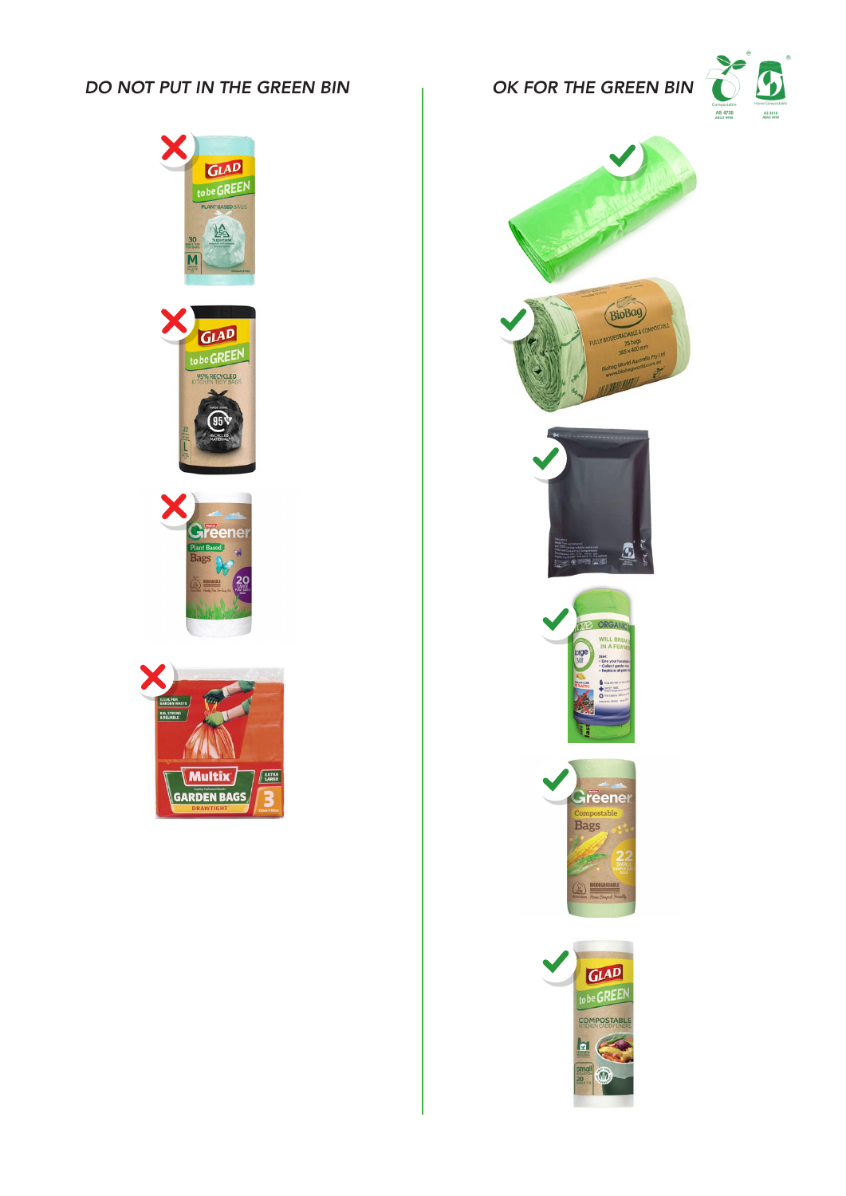*DO NOT PUT IN THE GREEN BIN*

*OK FOR THE GREEN BIN*